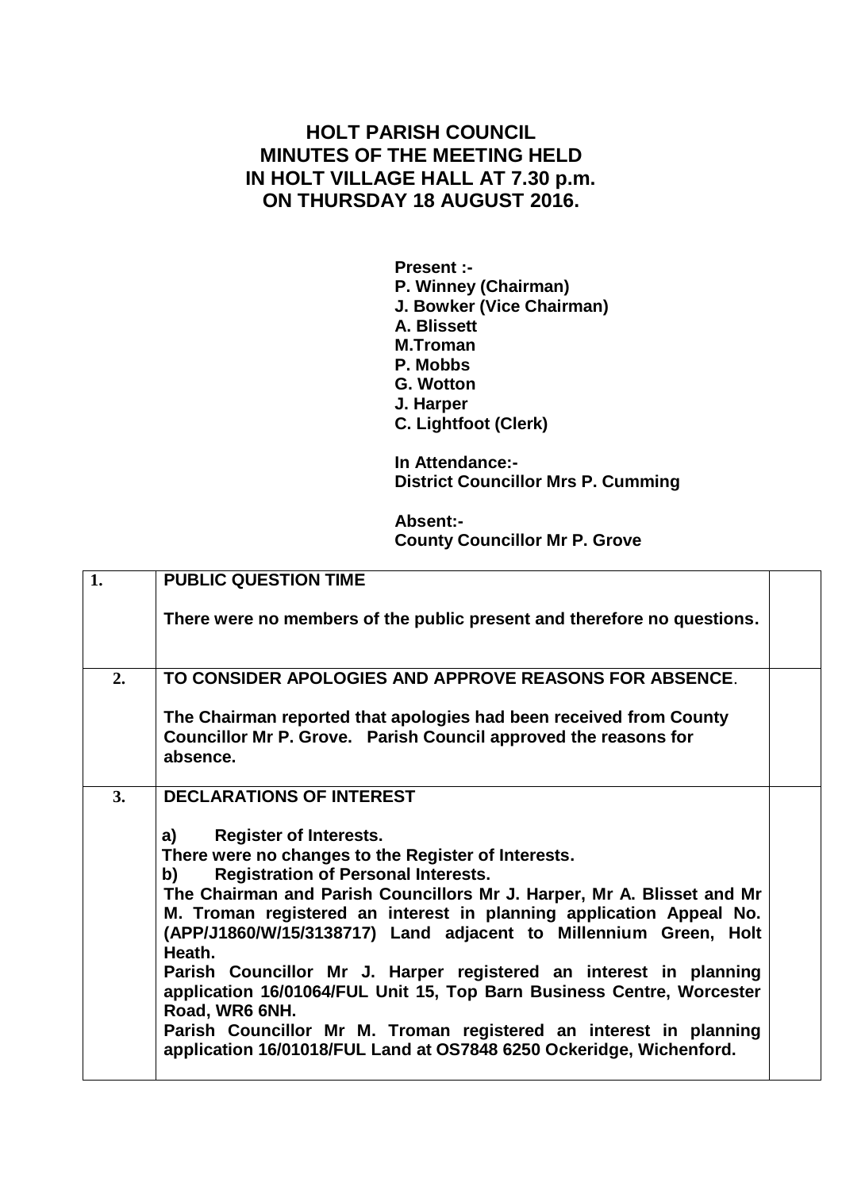# HOLT PARISH COUNCIL
# MINUTES OF THE MEETING HELD
# IN HOLT VILLAGE HALL AT 7.30 p.m.
# ON THURSDAY 18 AUGUST 2016.

**Present :-**
**P. Winney (Chairman)**
**J. Bowker (Vice Chairman)**
**A. Blissett**
**M.Troman**
**P. Mobbs**
**G. Wotton**
**J. Harper**
**C. Lightfoot (Clerk)**

**In Attendance:-**
**District Councillor Mrs P. Cumming**

**Absent:-**
**County Councillor Mr P. Grove**

| | | |
|---|---|---|
| **1.** | **PUBLIC QUESTION TIME**<br><br>**There were no members of the public present and therefore no questions.** | |
| **2.** | **TO CONSIDER APOLOGIES AND APPROVE REASONS FOR ABSENCE**.<br><br>**The Chairman reported that apologies had been received from County Councillor Mr P. Grove. Parish Council approved the reasons for absence.** | |
| **3.** | **DECLARATIONS OF INTEREST**<br><br>**a) Register of Interests.**<br>**There were no changes to the Register of Interests.**<br>**b) Registration of Personal Interests.**<br>**The Chairman and Parish Councillors Mr J. Harper, Mr A. Blisset and Mr M. Troman registered an interest in planning application Appeal No. (APP/J1860/W/15/3138717) Land adjacent to Millennium Green, Holt Heath.**<br>**Parish Councillor Mr J. Harper registered an interest in planning application 16/01064/FUL Unit 15, Top Barn Business Centre, Worcester Road, WR6 6NH.**<br>**Parish Councillor Mr M. Troman registered an interest in planning application 16/01018/FUL Land at OS7848 6250 Ockeridge, Wichenford.** | |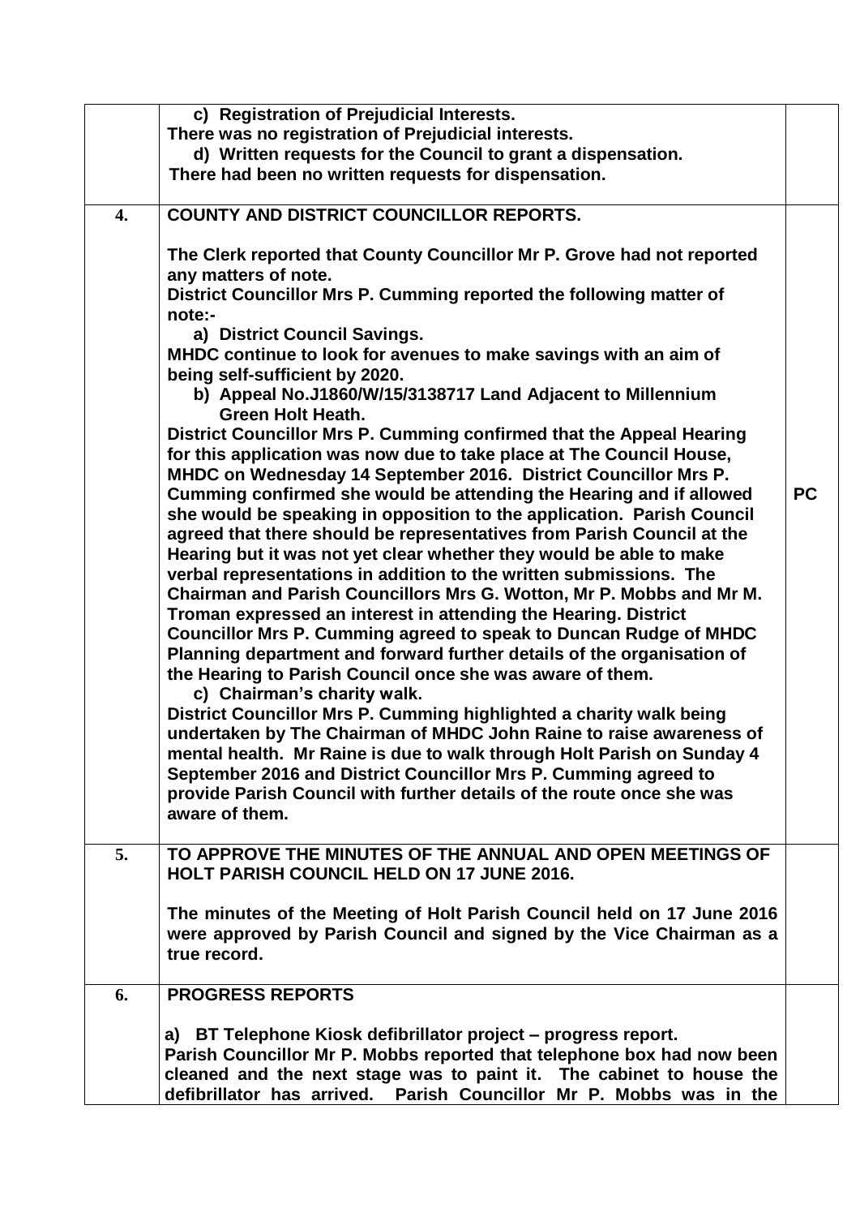| | | |
|---|---|---|
| | **c) Registration of Prejudicial Interests.**<br>**There was no registration of Prejudicial interests.**<br>**d) Written requests for the Council to grant a dispensation.**<br>**There had been no written requests for dispensation.** | |
| **4.** | **COUNTY AND DISTRICT COUNCILLOR REPORTS.**<br><br>**The Clerk reported that County Councillor Mr P. Grove had not reported any matters of note.**<br>**District Councillor Mrs P. Cumming reported the following matter of note:-**<br>**a) District Council Savings.**<br>**MHDC continue to look for avenues to make savings with an aim of being self-sufficient by 2020.**<br>**b) Appeal No.J1860/W/15/3138717 Land Adjacent to Millennium Green Holt Heath.**<br>**District Councillor Mrs P. Cumming confirmed that the Appeal Hearing for this application was now due to take place at The Council House, MHDC on Wednesday 14 September 2016. District Councillor Mrs P. Cumming confirmed she would be attending the Hearing and if allowed she would be speaking in opposition to the application. Parish Council agreed that there should be representatives from Parish Council at the Hearing but it was not yet clear whether they would be able to make verbal representations in addition to the written submissions. The Chairman and Parish Councillors Mrs G. Wotton, Mr P. Mobbs and Mr M. Troman expressed an interest in attending the Hearing. District Councillor Mrs P. Cumming agreed to speak to Duncan Rudge of MHDC Planning department and forward further details of the organisation of the Hearing to Parish Council once she was aware of them.**<br>**c) Chairman's charity walk.**<br>**District Councillor Mrs P. Cumming highlighted a charity walk being undertaken by The Chairman of MHDC John Raine to raise awareness of mental health. Mr Raine is due to walk through Holt Parish on Sunday 4 September 2016 and District Councillor Mrs P. Cumming agreed to provide Parish Council with further details of the route once she was aware of them.** | **PC** |
| **5.** | **TO APPROVE THE MINUTES OF THE ANNUAL AND OPEN MEETINGS OF HOLT PARISH COUNCIL HELD ON 17 JUNE 2016.**<br><br>**The minutes of the Meeting of Holt Parish Council held on 17 June 2016 were approved by Parish Council and signed by the Vice Chairman as a true record.** | |
| **6.** | **PROGRESS REPORTS**<br><br>**a) BT Telephone Kiosk defibrillator project – progress report.**<br>**Parish Councillor Mr P. Mobbs reported that telephone box had now been cleaned and the next stage was to paint it. The cabinet to house the defibrillator has arrived. Parish Councillor Mr P. Mobbs was in the** | |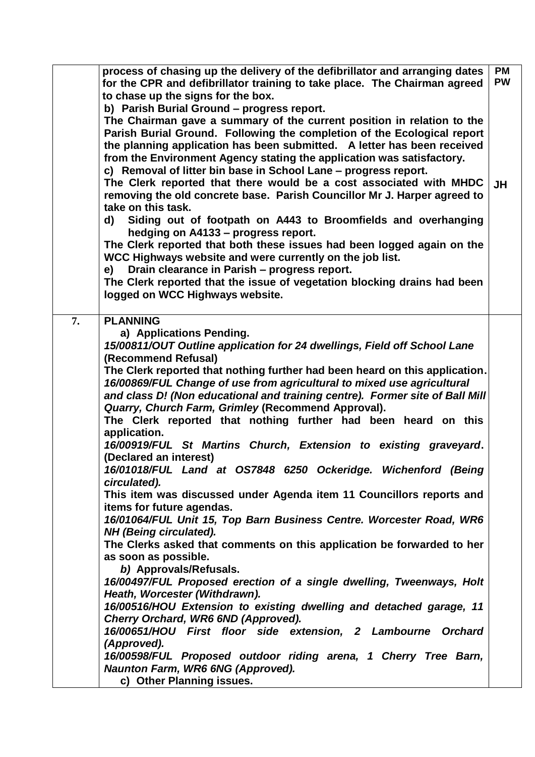| | | |
|---|---|---|
| | **process of chasing up the delivery of the defibrillator and arranging dates for the CPR and defibrillator training to take place. The Chairman agreed to chase up the signs for the box.**<br>**b) Parish Burial Ground – progress report.**<br>**The Chairman gave a summary of the current position in relation to the Parish Burial Ground. Following the completion of the Ecological report the planning application has been submitted. A letter has been received from the Environment Agency stating the application was satisfactory.**<br>**c) Removal of litter bin base in School Lane – progress report.**<br>**The Clerk reported that there would be a cost associated with MHDC removing the old concrete base. Parish Councillor Mr J. Harper agreed to take on this task.**<br>**d) Siding out of footpath on A443 to Broomfields and overhanging hedging on A4133 – progress report.**<br>**The Clerk reported that both these issues had been logged again on the WCC Highways website and were currently on the job list.**<br>**e) Drain clearance in Parish – progress report.**<br>**The Clerk reported that the issue of vegetation blocking drains had been logged on WCC Highways website.** | **PM**<br>**PW**<br><br><br><br><br><br><br>**JH** |
| **7.** | **PLANNING**<br>**a) Applications Pending.**<br>***15/00811/OUT Outline application for 24 dwellings, Field off School Lane*** **(Recommend Refusal)**<br>**The Clerk reported that nothing further had been heard on this application.**<br>***16/00869/FUL Change of use from agricultural to mixed use agricultural and class D! (Non educational and training centre). Former site of Ball Mill Quarry, Church Farm, Grimley*** **(Recommend Approval).**<br>**The Clerk reported that nothing further had been heard on this application.**<br>***16/00919/FUL St Martins Church, Extension to existing graveyard*****. (Declared an interest)**<br>***16/01018/FUL Land at OS7848 6250 Ockeridge. Wichenford (Being circulated).***<br>**This item was discussed under Agenda item 11 Councillors reports and items for future agendas.**<br>***16/01064/FUL Unit 15, Top Barn Business Centre. Worcester Road, WR6 NH (Being circulated).***<br>**The Clerks asked that comments on this application be forwarded to her as soon as possible.**<br>***b)*** **Approvals/Refusals.**<br>***16/00497/FUL Proposed erection of a single dwelling, Tweenways, Holt Heath, Worcester (Withdrawn).***<br>***16/00516/HOU Extension to existing dwelling and detached garage, 11 Cherry Orchard, WR6 6ND (Approved).***<br>***16/00651/HOU First floor side extension, 2 Lambourne Orchard (Approved).***<br>***16/00598/FUL Proposed outdoor riding arena, 1 Cherry Tree Barn, Naunton Farm, WR6 6NG (Approved).***<br>**c) Other Planning issues.** | |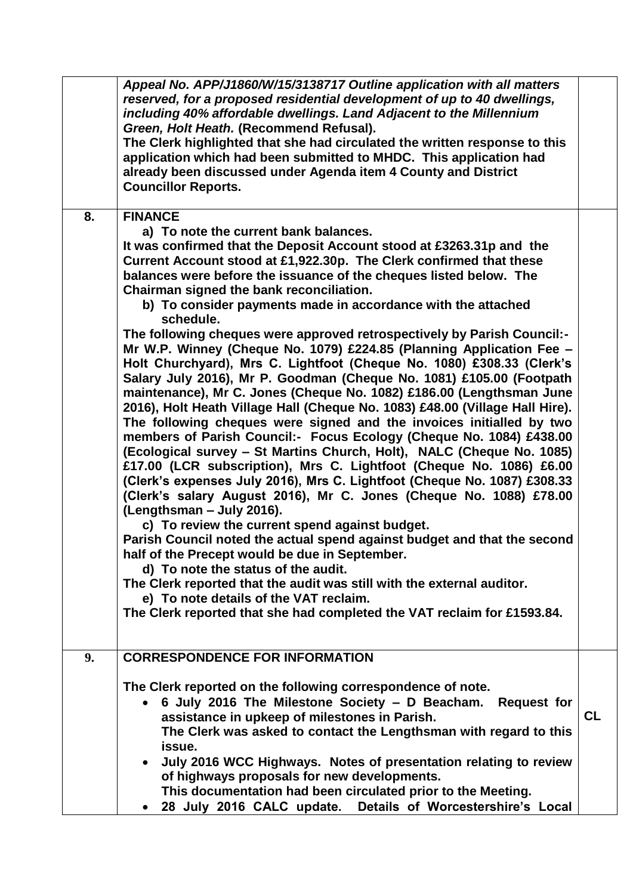| | | |
|---|---|---|
| | ***Appeal No. APP/J1860/W/15/3138717 Outline application with all matters reserved, for a proposed residential development of up to 40 dwellings, including 40% affordable dwellings. Land Adjacent to the Millennium Green, Holt Heath.*** **(Recommend Refusal).**<br>**The Clerk highlighted that she had circulated the written response to this application which had been submitted to MHDC. This application had already been discussed under Agenda item 4 County and District Councillor Reports.** | |
| **8.** | **FINANCE**<br>**a) To note the current bank balances.**<br>**It was confirmed that the Deposit Account stood at £3263.31p and the Current Account stood at £1,922.30p. The Clerk confirmed that these balances were before the issuance of the cheques listed below. The Chairman signed the bank reconciliation.**<br>**b) To consider payments made in accordance with the attached schedule.**<br>**The following cheques were approved retrospectively by Parish Council:- Mr W.P. Winney (Cheque No. 1079) £224.85 (Planning Application Fee – Holt Churchyard), Mrs C. Lightfoot (Cheque No. 1080) £308.33 (Clerk's Salary July 2016), Mr P. Goodman (Cheque No. 1081) £105.00 (Footpath maintenance), Mr C. Jones (Cheque No. 1082) £186.00 (Lengthsman June 2016), Holt Heath Village Hall (Cheque No. 1083) £48.00 (Village Hall Hire). The following cheques were signed and the invoices initialled by two members of Parish Council:- Focus Ecology (Cheque No. 1084) £438.00 (Ecological survey – St Martins Church, Holt), NALC (Cheque No. 1085) £17.00 (LCR subscription), Mrs C. Lightfoot (Cheque No. 1086) £6.00 (Clerk's expenses July 2016), Mrs C. Lightfoot (Cheque No. 1087) £308.33 (Clerk's salary August 2016), Mr C. Jones (Cheque No. 1088) £78.00 (Lengthsman – July 2016).**<br>**c) To review the current spend against budget.**<br>**Parish Council noted the actual spend against budget and that the second half of the Precept would be due in September.**<br>**d) To note the status of the audit.**<br>**The Clerk reported that the audit was still with the external auditor.**<br>**e) To note details of the VAT reclaim.**<br>**The Clerk reported that she had completed the VAT reclaim for £1593.84.** | |
| **9.** | **CORRESPONDENCE FOR INFORMATION**<br><br>**The Clerk reported on the following correspondence of note.**<br>• **6 July 2016 The Milestone Society – D Beacham. Request for assistance in upkeep of milestones in Parish.**<br>**The Clerk was asked to contact the Lengthsman with regard to this issue.**<br>• **July 2016 WCC Highways. Notes of presentation relating to review of highways proposals for new developments.**<br>**This documentation had been circulated prior to the Meeting.**<br>• **28 July 2016 CALC update. Details of Worcestershire's Local** | **CL** |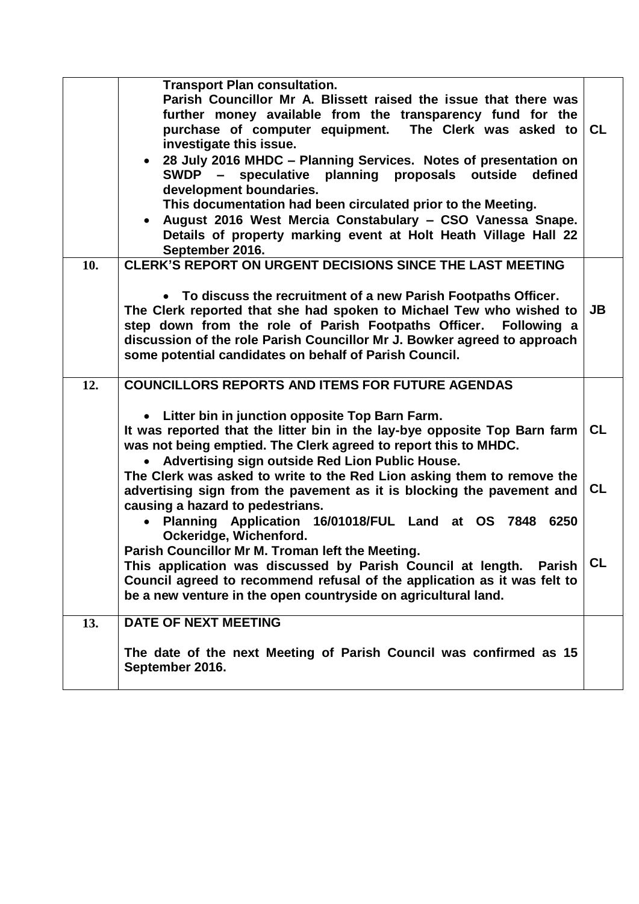| | | |
|---|---|---|
| | **Transport Plan consultation.**<br>**Parish Councillor Mr A. Blissett raised the issue that there was further money available from the transparency fund for the purchase of computer equipment. The Clerk was asked to investigate this issue.**<br>• **28 July 2016 MHDC – Planning Services. Notes of presentation on SWDP – speculative planning proposals outside defined development boundaries.**<br>**This documentation had been circulated prior to the Meeting.**<br>• **August 2016 West Mercia Constabulary – CSO Vanessa Snape. Details of property marking event at Holt Heath Village Hall 22 September 2016.** | **CL** |
| **10.** | **CLERK'S REPORT ON URGENT DECISIONS SINCE THE LAST MEETING**<br><br>• **To discuss the recruitment of a new Parish Footpaths Officer.**<br>**The Clerk reported that she had spoken to Michael Tew who wished to step down from the role of Parish Footpaths Officer. Following a discussion of the role Parish Councillor Mr J. Bowker agreed to approach some potential candidates on behalf of Parish Council.** | **JB** |
| **12.** | **COUNCILLORS REPORTS AND ITEMS FOR FUTURE AGENDAS**<br><br>• **Litter bin in junction opposite Top Barn Farm.**<br>**It was reported that the litter bin in the lay-bye opposite Top Barn farm was not being emptied. The Clerk agreed to report this to MHDC.**<br>• **Advertising sign outside Red Lion Public House.**<br>**The Clerk was asked to write to the Red Lion asking them to remove the advertising sign from the pavement as it is blocking the pavement and causing a hazard to pedestrians.**<br>• **Planning Application 16/01018/FUL Land at OS 7848 6250 Ockeridge, Wichenford.**<br>**Parish Councillor Mr M. Troman left the Meeting.**<br>**This application was discussed by Parish Council at length. Parish Council agreed to recommend refusal of the application as it was felt to be a new venture in the open countryside on agricultural land.** | **CL**<br><br>**CL**<br><br>**CL** |
| **13.** | **DATE OF NEXT MEETING**<br><br>**The date of the next Meeting of Parish Council was confirmed as 15 September 2016.** | |